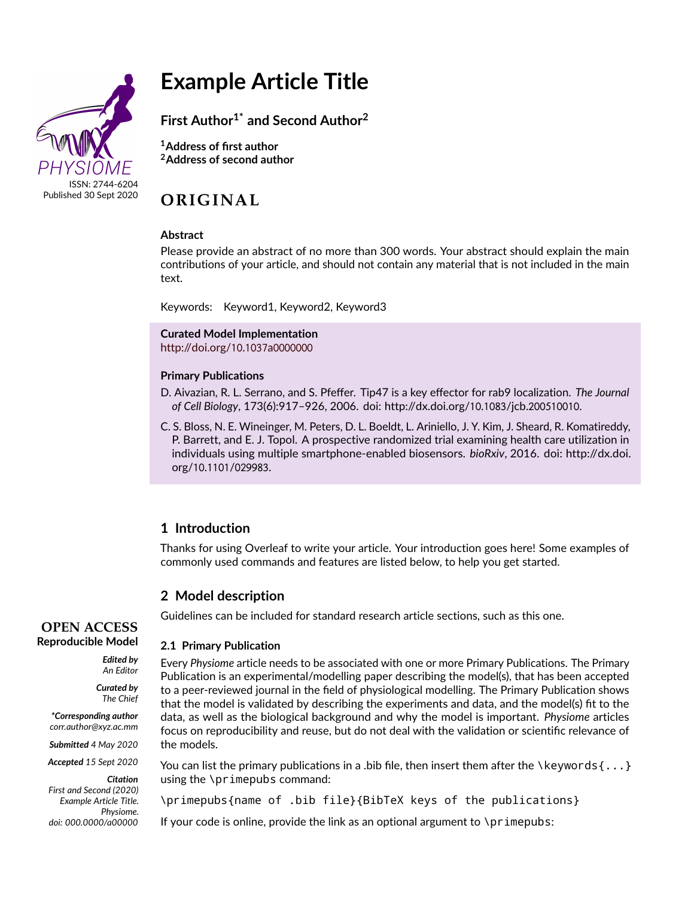ISSN: 2744-6204
Published 30 Sept 2020

# Example Article Title

**First Author[1*] and Second Author[2]**

**[1]Address of first author**
**[2]Address of second author**

## ORIGINAL

**Abstract**

Please provide an abstract of no more than 300 words. Your abstract should explain the main contributions of your article, and should not contain any material that is not included in the main text.

Keywords: Keyword1, Keyword2, Keyword3

**Curated Model Implementation**
http://doi.org/10.1037a0000000

**Primary Publications**

D. Aivazian, R. L. Serrano, and S. Pfeffer. Tip47 is a key effector for rab9 localization. *The Journal of Cell Biology*, 173(6):917–926, 2006. doi: http://dx.doi.org/10.1083/jcb.200510010.

C. S. Bloss, N. E. Wineinger, M. Peters, D. L. Boeldt, L. Ariniello, J. Y. Kim, J. Sheard, R. Komatireddy, P. Barrett, and E. J. Topol. A prospective randomized trial examining health care utilization in individuals using multiple smartphone-enabled biosensors. *bioRxiv*, 2016. doi: http://dx.doi.org/10.1101/029983.

**OPEN ACCESS**
**Reproducible Model**

***Edited by***
*An Editor*

***Curated by***
*The Chief*

***\*Corresponding author***
*corr.author@xyz.ac.mm*

***Submitted*** *4 May 2020*

***Accepted*** *15 Sept 2020*

***Citation***
*First and Second (2020) Example Article Title. Physiome. doi: 000.0000/a00000*

## 1 Introduction

Thanks for using Overleaf to write your article. Your introduction goes here! Some examples of commonly used commands and features are listed below, to help you get started.

## 2 Model description

Guidelines can be included for standard research article sections, such as this one.

### 2.1 Primary Publication

Every *Physiome* article needs to be associated with one or more Primary Publications. The Primary Publication is an experimental/modelling paper describing the model(s), that has been accepted to a peer-reviewed journal in the field of physiological modelling. The Primary Publication shows that the model is validated by describing the experiments and data, and the model(s) fit to the data, as well as the biological background and why the model is important. *Physiome* articles focus on reproducibility and reuse, but do not deal with the validation or scientific relevance of the models.

You can list the primary publications in a .bib file, then insert them after the `\keywords{...}` using the `\primepubs` command:

```
\primepubs{name of .bib file}{BibTeX keys of the publications}
```

If your code is online, provide the link as an optional argument to `\primepubs`: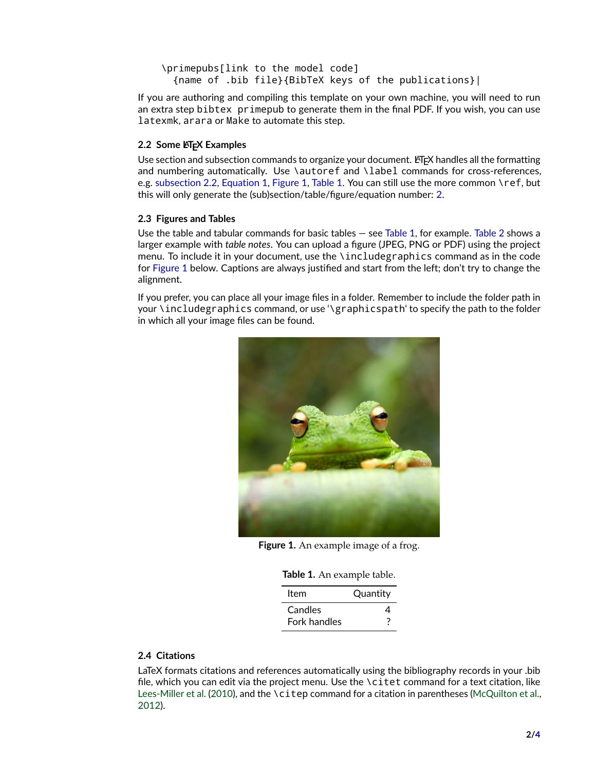```
\primepubs[link to the model code]
  {name of .bib file}{BibTeX keys of the publications}|
```

If you are authoring and compiling this template on your own machine, you will need to run an extra step `bibtex primepub` to generate them in the final PDF. If you wish, you can use `latexmk`, `arara` or `Make` to automate this step.

### 2.2 Some LaTeX Examples

Use section and subsection commands to organize your document. LaTeX handles all the formatting and numbering automatically. Use `\autoref` and `\label` commands for cross-references, e.g. subsection 2.2, Equation 1, Figure 1, Table 1. You can still use the more common `\ref`, but this will only generate the (sub)section/table/figure/equation number: 2.

### 2.3 Figures and Tables

Use the table and tabular commands for basic tables — see Table 1, for example. Table 2 shows a larger example with *table notes*. You can upload a figure (JPEG, PNG or PDF) using the project menu. To include it in your document, use the `\includegraphics` command as in the code for Figure 1 below. Captions are always justified and start from the left; don't try to change the alignment.

If you prefer, you can place all your image files in a folder. Remember to include the folder path in your `\includegraphics` command, or use '`\graphicspath`' to specify the path to the folder in which all your image files can be found.

**Figure 1.** An example image of a frog.

**Table 1.** An example table.

| Item | Quantity |
|---|---|
| Candles | 4 |
| Fork handles | ? |

### 2.4 Citations

LaTeX formats citations and references automatically using the bibliography records in your .bib file, which you can edit via the project menu. Use the `\citet` command for a text citation, like Lees-Miller et al. (2010), and the `\citep` command for a citation in parentheses (McQuilton et al., 2012).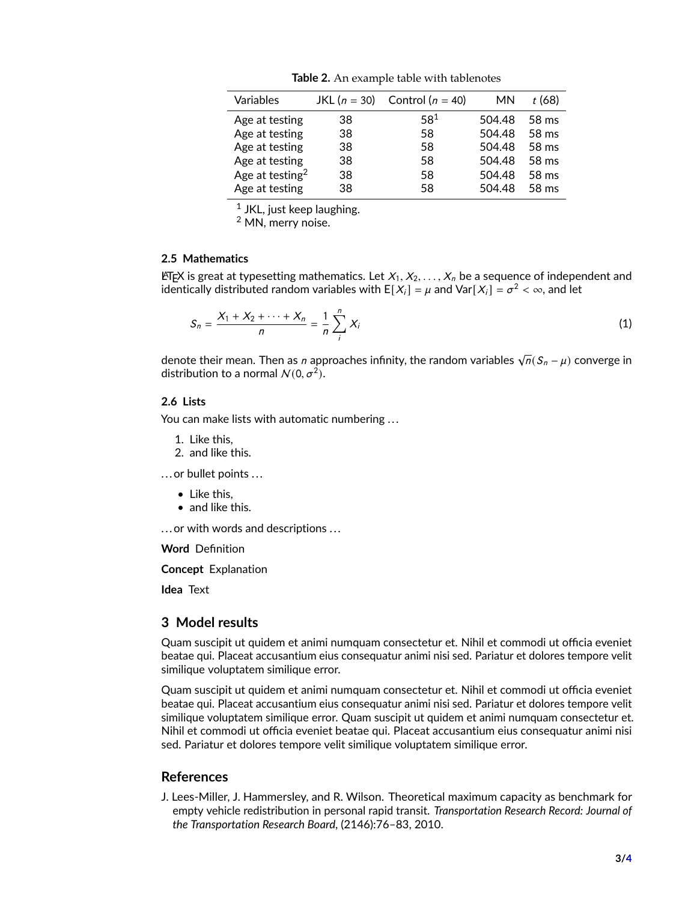**Table 2.** An example table with tablenotes

| Variables | JKL ($n$ = 30) | Control ($n$ = 40) | MN | $t$ (68) |
|---|---|---|---|---|
| Age at testing | 38 | 58[1] | 504.48 | 58 ms |
| Age at testing | 38 | 58 | 504.48 | 58 ms |
| Age at testing | 38 | 58 | 504.48 | 58 ms |
| Age at testing | 38 | 58 | 504.48 | 58 ms |
| Age at testing[2] | 38 | 58 | 504.48 | 58 ms |
| Age at testing | 38 | 58 | 504.48 | 58 ms |

[1] JKL, just keep laughing.
[2] MN, merry noise.

### 2.5 Mathematics

LaTeX is great at typesetting mathematics. Let $X_1, X_2, \ldots, X_n$ be a sequence of independent and identically distributed random variables with $\mathrm{E}[X_i] = \mu$ and $\mathrm{Var}[X_i] = \sigma^2 < \infty$, and let

$$S_n = \frac{X_1 + X_2 + \cdots + X_n}{n} = \frac{1}{n}\sum_{i}^{n} X_i \tag{1}$$

denote their mean. Then as $n$ approaches infinity, the random variables $\sqrt{n}(S_n - \mu)$ converge in distribution to a normal $\mathcal{N}(0, \sigma^2)$.

### 2.6 Lists

You can make lists with automatic numbering …

1. Like this,
2. and like this.

… or bullet points …

- Like this,
- and like this.

… or with words and descriptions …

**Word** Definition

**Concept** Explanation

**Idea** Text

## 3 Model results

Quam suscipit ut quidem et animi numquam consectetur et. Nihil et commodi ut officia eveniet beatae qui. Placeat accusantium eius consequatur animi nisi sed. Pariatur et dolores tempore velit similique voluptatem similique error.

Quam suscipit ut quidem et animi numquam consectetur et. Nihil et commodi ut officia eveniet beatae qui. Placeat accusantium eius consequatur animi nisi sed. Pariatur et dolores tempore velit similique voluptatem similique error. Quam suscipit ut quidem et animi numquam consectetur et. Nihil et commodi ut officia eveniet beatae qui. Placeat accusantium eius consequatur animi nisi sed. Pariatur et dolores tempore velit similique voluptatem similique error.

## References

J. Lees-Miller, J. Hammersley, and R. Wilson. Theoretical maximum capacity as benchmark for empty vehicle redistribution in personal rapid transit. *Transportation Research Record: Journal of the Transportation Research Board*, (2146):76–83, 2010.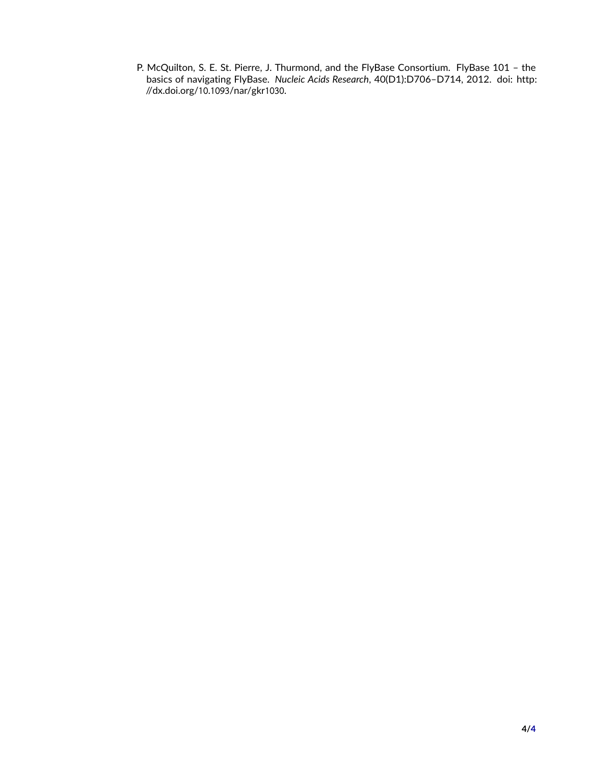P. McQuilton, S. E. St. Pierre, J. Thurmond, and the FlyBase Consortium. FlyBase 101 – the basics of navigating FlyBase. *Nucleic Acids Research*, 40(D1):D706–D714, 2012. doi: http://dx.doi.org/10.1093/nar/gkr1030.